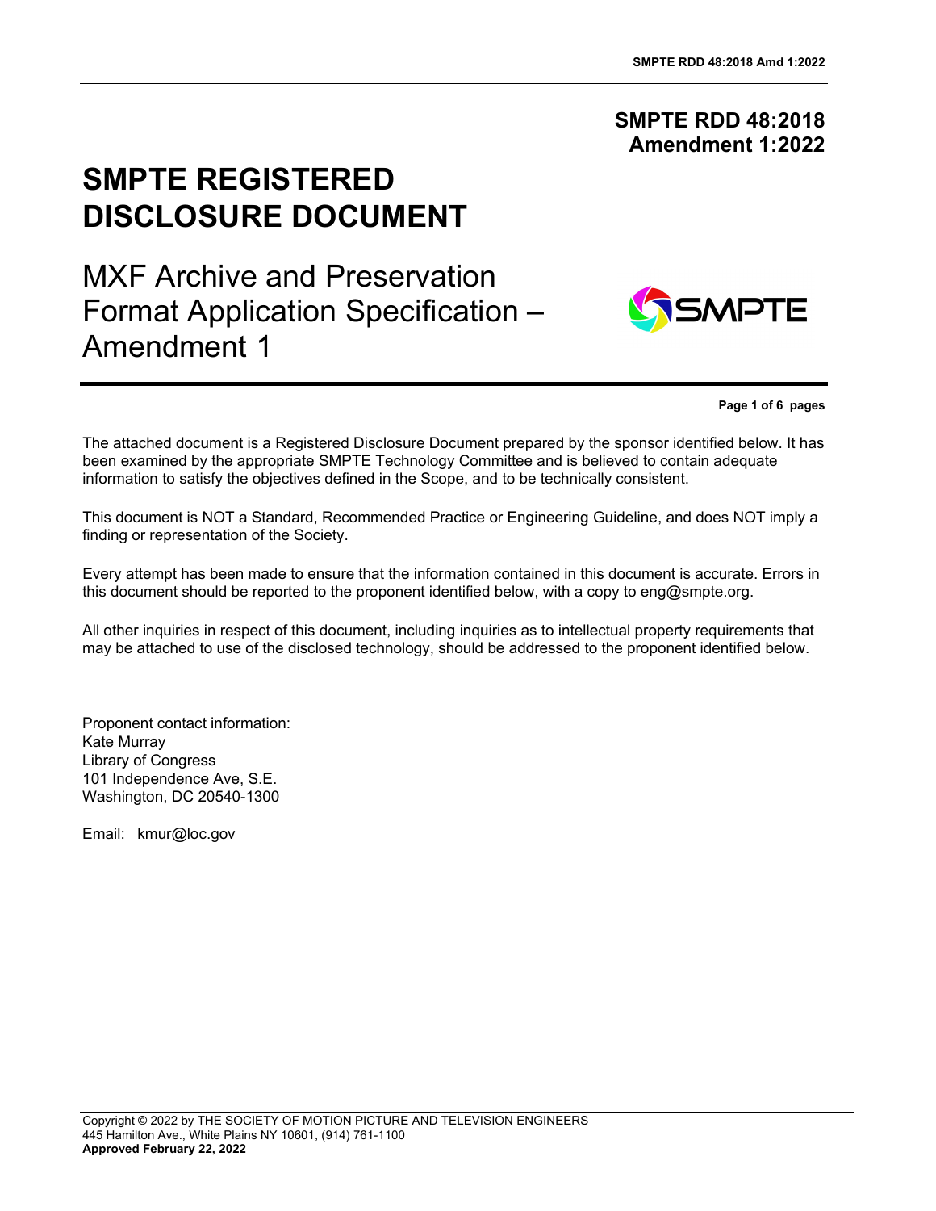# SMPTE RDD 48:2018 Amendment 1:2022

# SMPTE REGISTERED DISCLOSURE DOCUMENT

## MXF Archive and Preservation Format Application Specification – Amendment 1

The attached document is a Registered Disclosure Document prepared by the sponsor identified below. It has been examined by the appropriate SMPTE Technology Committee and is believed to contain adequate information to satisfy the objectives defined in the Scope, and to be technically consistent.

This document is NOT a Standard, Recommended Practice or Engineering Guideline, and does NOT imply a finding or representation of the Society.

Every attempt has been made to ensure that the information contained in this document is accurate. Errors in this document should be reported to the proponent identified below, with a copy to eng@smpte.org.

All other inquiries in respect of this document, including inquiries as to intellectual property requirements that may be attached to use of the disclosed technology, should be addressed to the proponent identified below.

Proponent contact information:
Kate Murray
Library of Congress
101 Independence Ave, S.E.
Washington, DC 20540-1300

Email: kmur@loc.gov

Copyright © 2022 by THE SOCIETY OF MOTION PICTURE AND TELEVISION ENGINEERS
445 Hamilton Ave., White Plains NY 10601, (914) 761-1100
**Approved February 22, 2022**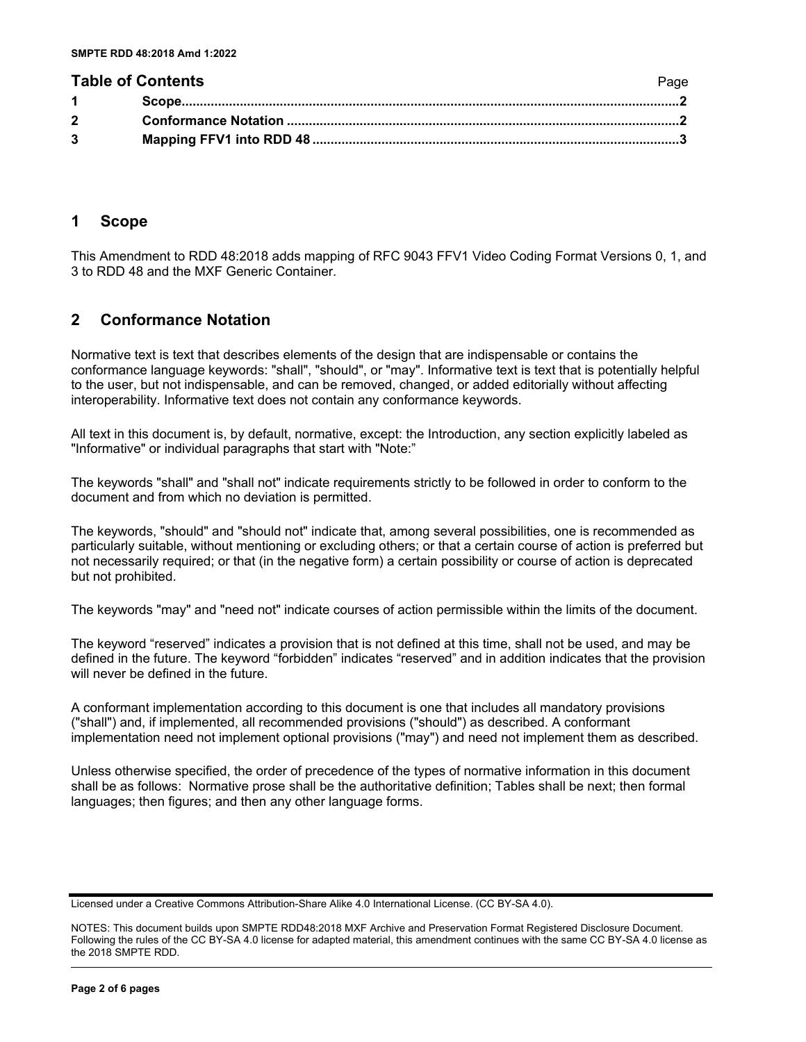## Table of Contents

| | | Page |
|---|---|---|
| 1 | Scope | 2 |
| 2 | Conformance Notation | 2 |
| 3 | Mapping FFV1 into RDD 48 | 3 |

## 1 Scope

This Amendment to RDD 48:2018 adds mapping of RFC 9043 FFV1 Video Coding Format Versions 0, 1, and 3 to RDD 48 and the MXF Generic Container.

## 2 Conformance Notation

Normative text is text that describes elements of the design that are indispensable or contains the conformance language keywords: "shall", "should", or "may". Informative text is text that is potentially helpful to the user, but not indispensable, and can be removed, changed, or added editorially without affecting interoperability. Informative text does not contain any conformance keywords.

All text in this document is, by default, normative, except: the Introduction, any section explicitly labeled as "Informative" or individual paragraphs that start with "Note:"

The keywords "shall" and "shall not" indicate requirements strictly to be followed in order to conform to the document and from which no deviation is permitted.

The keywords, "should" and "should not" indicate that, among several possibilities, one is recommended as particularly suitable, without mentioning or excluding others; or that a certain course of action is preferred but not necessarily required; or that (in the negative form) a certain possibility or course of action is deprecated but not prohibited.

The keywords "may" and "need not" indicate courses of action permissible within the limits of the document.

The keyword "reserved" indicates a provision that is not defined at this time, shall not be used, and may be defined in the future. The keyword "forbidden" indicates "reserved" and in addition indicates that the provision will never be defined in the future.

A conformant implementation according to this document is one that includes all mandatory provisions ("shall") and, if implemented, all recommended provisions ("should") as described. A conformant implementation need not implement optional provisions ("may") and need not implement them as described.

Unless otherwise specified, the order of precedence of the types of normative information in this document shall be as follows: Normative prose shall be the authoritative definition; Tables shall be next; then formal languages; then figures; and then any other language forms.

Licensed under a Creative Commons Attribution-Share Alike 4.0 International License. (CC BY-SA 4.0).

NOTES: This document builds upon SMPTE RDD48:2018 MXF Archive and Preservation Format Registered Disclosure Document. Following the rules of the CC BY-SA 4.0 license for adapted material, this amendment continues with the same CC BY-SA 4.0 license as the 2018 SMPTE RDD.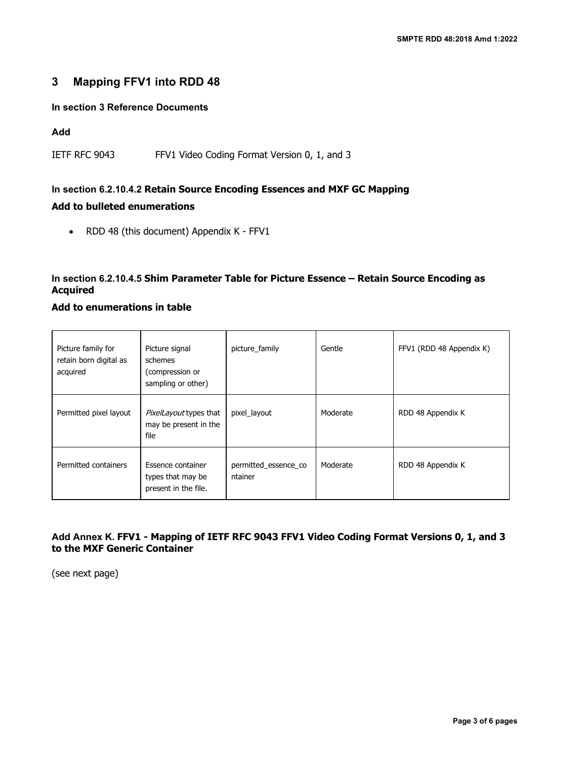# 3 Mapping FFV1 into RDD 48

**In section 3 Reference Documents**

**Add**

IETF RFC 9043 FFV1 Video Coding Format Version 0, 1, and 3

**In section 6.2.10.4.2 Retain Source Encoding Essences and MXF GC Mapping**

**Add to bulleted enumerations**

- RDD 48 (this document) Appendix K - FFV1

**In section 6.2.10.4.5 Shim Parameter Table for Picture Essence – Retain Source Encoding as Acquired**

**Add to enumerations in table**

| | | | | |
|---|---|---|---|---|
| Picture family for retain born digital as acquired | Picture signal schemes (compression or sampling or other) | picture_family | Gentle | FFV1 (RDD 48 Appendix K) |
| Permitted pixel layout | *PixelLayout* types that may be present in the file | pixel_layout | Moderate | RDD 48 Appendix K |
| Permitted containers | Essence container types that may be present in the file. | permitted_essence_container | Moderate | RDD 48 Appendix K |

**Add Annex K. FFV1 - Mapping of IETF RFC 9043 FFV1 Video Coding Format Versions 0, 1, and 3 to the MXF Generic Container**

(see next page)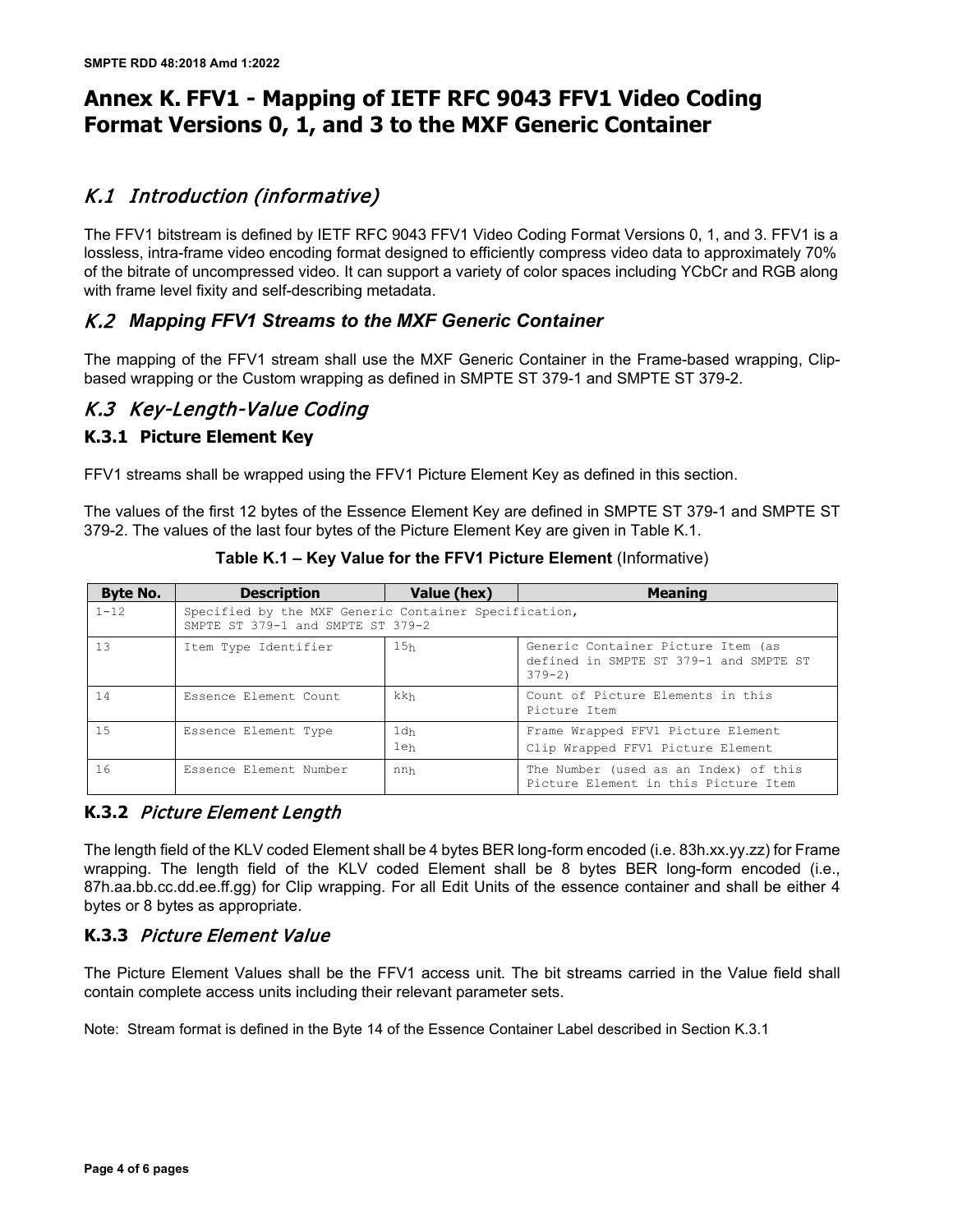# Annex K. FFV1 - Mapping of IETF RFC 9043 FFV1 Video Coding Format Versions 0, 1, and 3 to the MXF Generic Container

## *K.1 Introduction (informative)*

The FFV1 bitstream is defined by IETF RFC 9043 FFV1 Video Coding Format Versions 0, 1, and 3. FFV1 is a lossless, intra-frame video encoding format designed to efficiently compress video data to approximately 70% of the bitrate of uncompressed video. It can support a variety of color spaces including YCbCr and RGB along with frame level fixity and self-describing metadata.

## *K.2 Mapping FFV1 Streams to the MXF Generic Container*

The mapping of the FFV1 stream shall use the MXF Generic Container in the Frame-based wrapping, Clip-based wrapping or the Custom wrapping as defined in SMPTE ST 379-1 and SMPTE ST 379-2.

## *K.3 Key-Length-Value Coding*

### K.3.1 Picture Element Key

FFV1 streams shall be wrapped using the FFV1 Picture Element Key as defined in this section.

The values of the first 12 bytes of the Essence Element Key are defined in SMPTE ST 379-1 and SMPTE ST 379-2. The values of the last four bytes of the Picture Element Key are given in Table K.1.

**Table K.1 – Key Value for the FFV1 Picture Element** (Informative)

| Byte No. | Description | Value (hex) | Meaning |
|---|---|---|---|
| 1-12 | Specified by the MXF Generic Container Specification, SMPTE ST 379-1 and SMPTE ST 379-2 | | |
| 13 | Item Type Identifier | 15h | Generic Container Picture Item (as defined in SMPTE ST 379-1 and SMPTE ST 379-2) |
| 14 | Essence Element Count | kkh | Count of Picture Elements in this Picture Item |
| 15 | Essence Element Type | 1dh<br>1eh | Frame Wrapped FFV1 Picture Element<br>Clip Wrapped FFV1 Picture Element |
| 16 | Essence Element Number | nnh | The Number (used as an Index) of this Picture Element in this Picture Item |

### K.3.2 *Picture Element Length*

The length field of the KLV coded Element shall be 4 bytes BER long-form encoded (i.e. 83h.xx.yy.zz) for Frame wrapping. The length field of the KLV coded Element shall be 8 bytes BER long-form encoded (i.e., 87h.aa.bb.cc.dd.ee.ff.gg) for Clip wrapping. For all Edit Units of the essence container and shall be either 4 bytes or 8 bytes as appropriate.

### K.3.3 *Picture Element Value*

The Picture Element Values shall be the FFV1 access unit. The bit streams carried in the Value field shall contain complete access units including their relevant parameter sets.

Note: Stream format is defined in the Byte 14 of the Essence Container Label described in Section K.3.1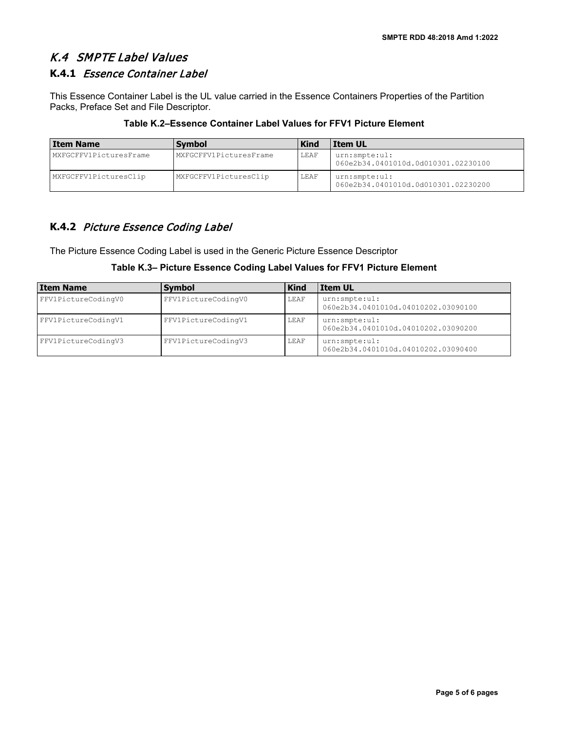## K.4 SMPTE Label Values

### K.4.1 *Essence Container Label*

This Essence Container Label is the UL value carried in the Essence Containers Properties of the Partition Packs, Preface Set and File Descriptor.

**Table K.2–Essence Container Label Values for FFV1 Picture Element**

| Item Name | Symbol | Kind | Item UL |
|---|---|---|---|
| MXFGCFFV1PicturesFrame | MXFGCFFV1PicturesFrame | LEAF | urn:smpte:ul: 060e2b34.0401010d.0d010301.02230100 |
| MXFGCFFV1PicturesClip | MXFGCFFV1PicturesClip | LEAF | urn:smpte:ul: 060e2b34.0401010d.0d010301.02230200 |

### K.4.2 *Picture Essence Coding Label*

The Picture Essence Coding Label is used in the Generic Picture Essence Descriptor

**Table K.3– Picture Essence Coding Label Values for FFV1 Picture Element**

| Item Name | Symbol | Kind | Item UL |
|---|---|---|---|
| FFV1PictureCodingV0 | FFV1PictureCodingV0 | LEAF | urn:smpte:ul: 060e2b34.0401010d.04010202.03090100 |
| FFV1PictureCodingV1 | FFV1PictureCodingV1 | LEAF | urn:smpte:ul: 060e2b34.0401010d.04010202.03090200 |
| FFV1PictureCodingV3 | FFV1PictureCodingV3 | LEAF | urn:smpte:ul: 060e2b34.0401010d.04010202.03090400 |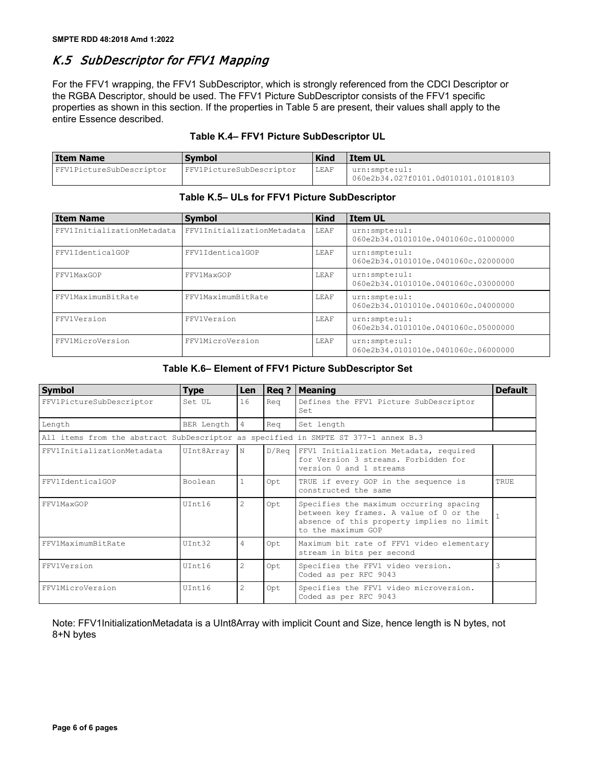## K.5 SubDescriptor for FFV1 Mapping

For the FFV1 wrapping, the FFV1 SubDescriptor, which is strongly referenced from the CDCI Descriptor or the RGBA Descriptor, should be used. The FFV1 Picture SubDescriptor consists of the FFV1 specific properties as shown in this section. If the properties in Table 5 are present, their values shall apply to the entire Essence described.

**Table K.4– FFV1 Picture SubDescriptor UL**

| Item Name | Symbol | Kind | Item UL |
|---|---|---|---|
| FFV1PictureSubDescriptor | FFV1PictureSubDescriptor | LEAF | urn:smpte:ul:060e2b34.027f0101.0d010101.01018103 |

**Table K.5– ULs for FFV1 Picture SubDescriptor**

| Item Name | Symbol | Kind | Item UL |
|---|---|---|---|
| FFV1InitializationMetadata | FFV1InitializationMetadata | LEAF | urn:smpte:ul:060e2b34.0101010e.0401060c.01000000 |
| FFV1IdenticalGOP | FFV1IdenticalGOP | LEAF | urn:smpte:ul:060e2b34.0101010e.0401060c.02000000 |
| FFV1MaxGOP | FFV1MaxGOP | LEAF | urn:smpte:ul:060e2b34.0101010e.0401060c.03000000 |
| FFV1MaximumBitRate | FFV1MaximumBitRate | LEAF | urn:smpte:ul:060e2b34.0101010e.0401060c.04000000 |
| FFV1Version | FFV1Version | LEAF | urn:smpte:ul:060e2b34.0101010e.0401060c.05000000 |
| FFV1MicroVersion | FFV1MicroVersion | LEAF | urn:smpte:ul:060e2b34.0101010e.0401060c.06000000 |

**Table K.6– Element of FFV1 Picture SubDescriptor Set**

| Symbol | Type | Len | Req ? | Meaning | Default |
|---|---|---|---|---|---|
| FFV1PictureSubDescriptor | Set UL | 16 | Req | Defines the FFV1 Picture SubDescriptor Set | |
| Length | BER Length | 4 | Req | Set length | |
| All items from the abstract SubDescriptor as specified in SMPTE ST 377-1 annex B.3 | | | | | |
| FFV1InitializationMetadata | UInt8Array | N | D/Req | FFV1 Initialization Metadata, required for Version 3 streams. Forbidden for version 0 and 1 streams | |
| FFV1IdenticalGOP | Boolean | 1 | Opt | TRUE if every GOP in the sequence is constructed the same | TRUE |
| FFV1MaxGOP | UInt16 | 2 | Opt | Specifies the maximum occurring spacing between key frames. A value of 0 or the absence of this property implies no limit to the maximum GOP | 1 |
| FFV1MaximumBitRate | UInt32 | 4 | Opt | Maximum bit rate of FFV1 video elementary stream in bits per second | |
| FFV1Version | UInt16 | 2 | Opt | Specifies the FFV1 video version. Coded as per RFC 9043 | 3 |
| FFV1MicroVersion | UInt16 | 2 | Opt | Specifies the FFV1 video microversion. Coded as per RFC 9043 | |

Note: FFV1InitializationMetadata is a UInt8Array with implicit Count and Size, hence length is N bytes, not 8+N bytes